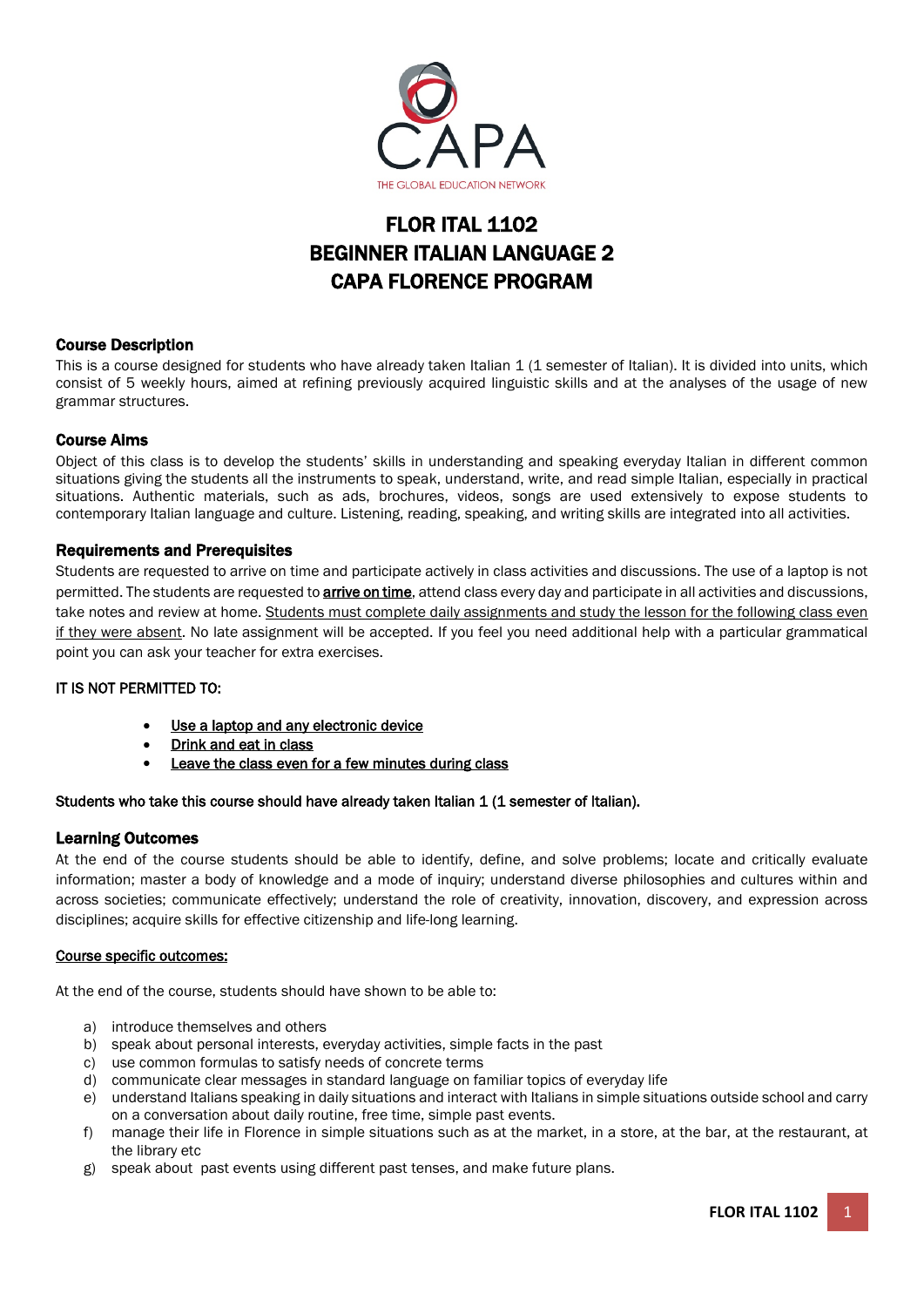CAPA

THE GLOBAL EDUCATION NETWORK

# FLOR ITAL 1102
# BEGINNER ITALIAN LANGUAGE 2
# CAPA FLORENCE PROGRAM

## Course Description

This is a course designed for students who have already taken Italian 1 (1 semester of Italian). It is divided into units, which consist of 5 weekly hours, aimed at refining previously acquired linguistic skills and at the analyses of the usage of new grammar structures.

## Course Aims

Object of this class is to develop the students' skills in understanding and speaking everyday Italian in different common situations giving the students all the instruments to speak, understand, write, and read simple Italian, especially in practical situations. Authentic materials, such as ads, brochures, videos, songs are used extensively to expose students to contemporary Italian language and culture. Listening, reading, speaking, and writing skills are integrated into all activities.

## Requirements and Prerequisites

Students are requested to arrive on time and participate actively in class activities and discussions. The use of a laptop is not permitted. The students are requested to **arrive on time**, attend class every day and participate in all activities and discussions, take notes and review at home. Students must complete daily assignments and study the lesson for the following class even if they were absent. No late assignment will be accepted. If you feel you need additional help with a particular grammatical point you can ask your teacher for extra exercises.

IT IS NOT PERMITTED TO:

- Use a laptop and any electronic device
- Drink and eat in class
- Leave the class even for a few minutes during class

Students who take this course should have already taken Italian 1 (1 semester of Italian).

## Learning Outcomes

At the end of the course students should be able to identify, define, and solve problems; locate and critically evaluate information; master a body of knowledge and a mode of inquiry; understand diverse philosophies and cultures within and across societies; communicate effectively; understand the role of creativity, innovation, discovery, and expression across disciplines; acquire skills for effective citizenship and life-long learning.

Course specific outcomes:

At the end of the course, students should have shown to be able to:

a) introduce themselves and others
b) speak about personal interests, everyday activities, simple facts in the past
c) use common formulas to satisfy needs of concrete terms
d) communicate clear messages in standard language on familiar topics of everyday life
e) understand Italians speaking in daily situations and interact with Italians in simple situations outside school and carry on a conversation about daily routine, free time, simple past events.
f) manage their life in Florence in simple situations such as at the market, in a store, at the bar, at the restaurant, at the library etc
g) speak about past events using different past tenses, and make future plans.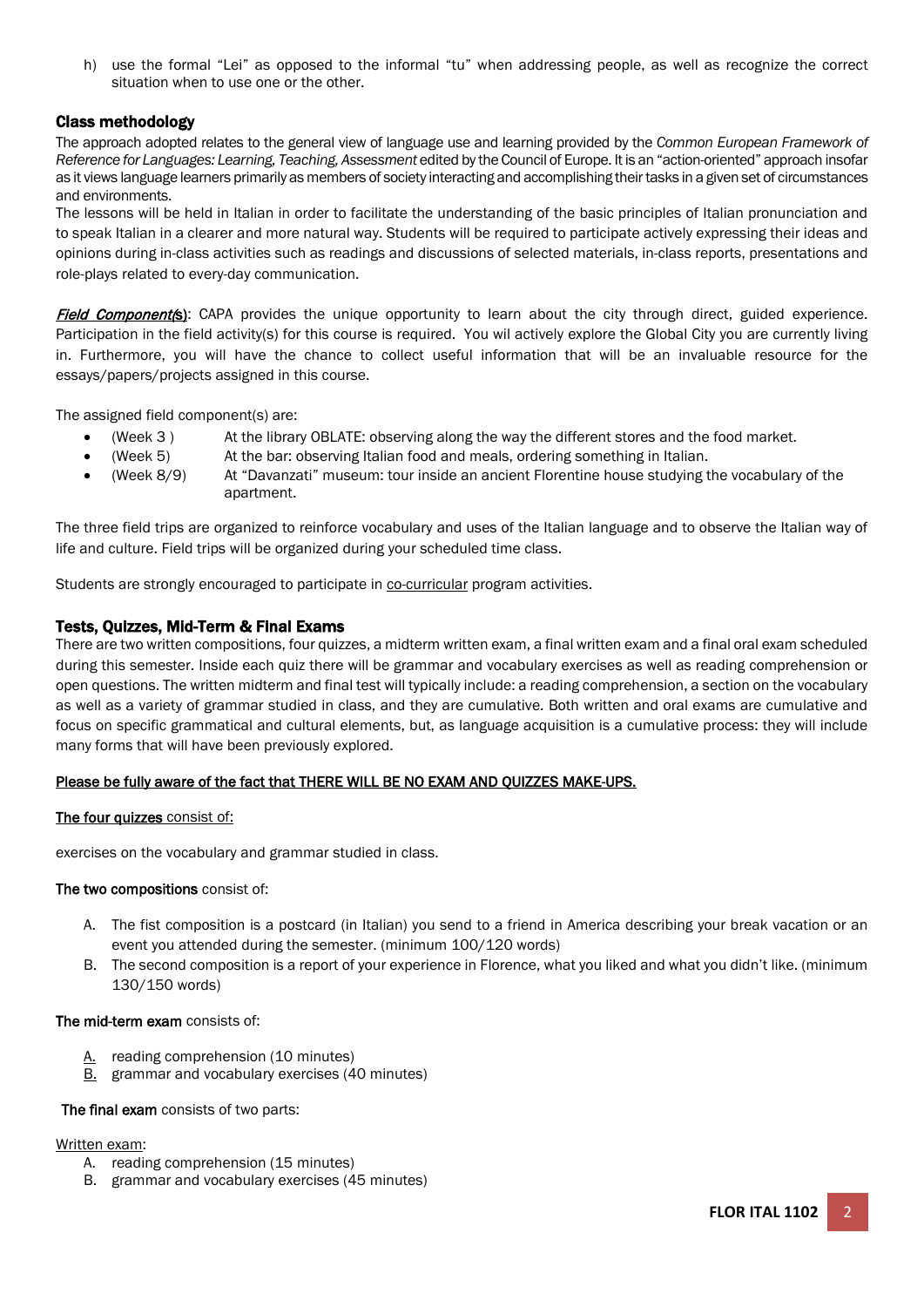h) use the formal “Lei” as opposed to the informal “tu” when addressing people, as well as recognize the correct situation when to use one or the other.

### Class methodology

The approach adopted relates to the general view of language use and learning provided by the *Common European Framework of Reference for Languages: Learning, Teaching, Assessment* edited by the Council of Europe. It is an “action-oriented” approach insofar as it views language learners primarily as members of society interacting and accomplishing their tasks in a given set of circumstances and environments.

The lessons will be held in Italian in order to facilitate the understanding of the basic principles of Italian pronunciation and to speak Italian in a clearer and more natural way. Students will be required to participate actively expressing their ideas and opinions during in-class activities such as readings and discussions of selected materials, in-class reports, presentations and role-plays related to every-day communication.

***Field Component(s)***: CAPA provides the unique opportunity to learn about the city through direct, guided experience. Participation in the field activity(s) for this course is required. You wil actively explore the Global City you are currently living in. Furthermore, you will have the chance to collect useful information that will be an invaluable resource for the essays/papers/projects assigned in this course.

The assigned field component(s) are:

- (Week 3 ) At the library OBLATE: observing along the way the different stores and the food market.
- (Week 5) At the bar: observing Italian food and meals, ordering something in Italian.
- (Week 8/9) At “Davanzati” museum: tour inside an ancient Florentine house studying the vocabulary of the apartment.

The three field trips are organized to reinforce vocabulary and uses of the Italian language and to observe the Italian way of life and culture. Field trips will be organized during your scheduled time class.

Students are strongly encouraged to participate in co-curricular program activities.

### Tests, Quizzes, Mid-Term & Final Exams

There are two written compositions, four quizzes, a midterm written exam, a final written exam and a final oral exam scheduled during this semester. Inside each quiz there will be grammar and vocabulary exercises as well as reading comprehension or open questions. The written midterm and final test will typically include: a reading comprehension, a section on the vocabulary as well as a variety of grammar studied in class, and they are cumulative. Both written and oral exams are cumulative and focus on specific grammatical and cultural elements, but, as language acquisition is a cumulative process: they will include many forms that will have been previously explored.

**Please be fully aware of the fact that THERE WILL BE NO EXAM AND QUIZZES MAKE-UPS.**

**The four quizzes** consist of:

exercises on the vocabulary and grammar studied in class.

**The two compositions** consist of:

A. The fist composition is a postcard (in Italian) you send to a friend in America describing your break vacation or an event you attended during the semester. (minimum 100/120 words)
B. The second composition is a report of your experience in Florence, what you liked and what you didn’t like. (minimum 130/150 words)

**The mid-term exam** consists of:

A. reading comprehension (10 minutes)
B. grammar and vocabulary exercises (40 minutes)

**The final exam** consists of two parts:

Written exam:

A. reading comprehension (15 minutes)
B. grammar and vocabulary exercises (45 minutes)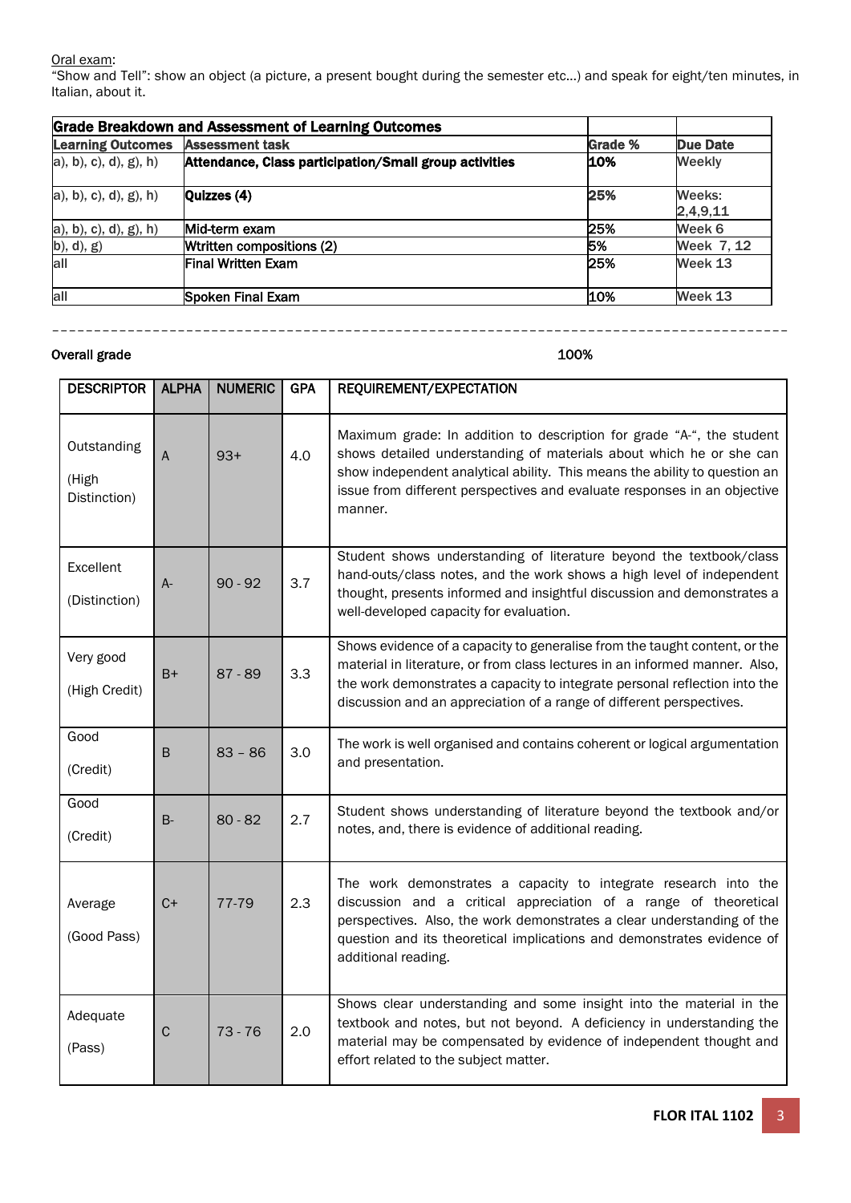Oral exam:
"Show and Tell": show an object (a picture, a present bought during the semester etc...) and speak for eight/ten minutes, in Italian, about it.

| **Grade Breakdown and Assessment of Learning Outcomes** | | | |
|---|---|---|---|
| **Learning Outcomes** | **Assessment task** | **Grade %** | **Due Date** |
| a), b), c), d), g), h) | **Attendance, Class participation/Small group activities** | **10%** | Weekly |
| a), b), c), d), g), h) | **Quizzes (4)** | **25%** | Weeks: 2,4,9,11 |
| a), b), c), d), g), h) | Mid-term exam | 25% | Week 6 |
| b), d), g) | Wtritten compositions (2) | 5% | Week 7, 12 |
| all | Final Written Exam | 25% | Week 13 |
| all | Spoken Final Exam | 10% | Week 13 |

---

**Overall grade** 100%

| DESCRIPTOR | ALPHA | NUMERIC | GPA | REQUIREMENT/EXPECTATION |
|---|---|---|---|---|
| Outstanding (High Distinction) | A | 93+ | 4.0 | Maximum grade: In addition to description for grade "A-", the student shows detailed understanding of materials about which he or she can show independent analytical ability. This means the ability to question an issue from different perspectives and evaluate responses in an objective manner. |
| Excellent (Distinction) | A- | 90 - 92 | 3.7 | Student shows understanding of literature beyond the textbook/class hand-outs/class notes, and the work shows a high level of independent thought, presents informed and insightful discussion and demonstrates a well-developed capacity for evaluation. |
| Very good (High Credit) | B+ | 87 - 89 | 3.3 | Shows evidence of a capacity to generalise from the taught content, or the material in literature, or from class lectures in an informed manner. Also, the work demonstrates a capacity to integrate personal reflection into the discussion and an appreciation of a range of different perspectives. |
| Good (Credit) | B | 83 – 86 | 3.0 | The work is well organised and contains coherent or logical argumentation and presentation. |
| Good (Credit) | B- | 80 - 82 | 2.7 | Student shows understanding of literature beyond the textbook and/or notes, and, there is evidence of additional reading. |
| Average (Good Pass) | C+ | 77-79 | 2.3 | The work demonstrates a capacity to integrate research into the discussion and a critical appreciation of a range of theoretical perspectives. Also, the work demonstrates a clear understanding of the question and its theoretical implications and demonstrates evidence of additional reading. |
| Adequate (Pass) | C | 73 - 76 | 2.0 | Shows clear understanding and some insight into the material in the textbook and notes, but not beyond. A deficiency in understanding the material may be compensated by evidence of independent thought and effort related to the subject matter. |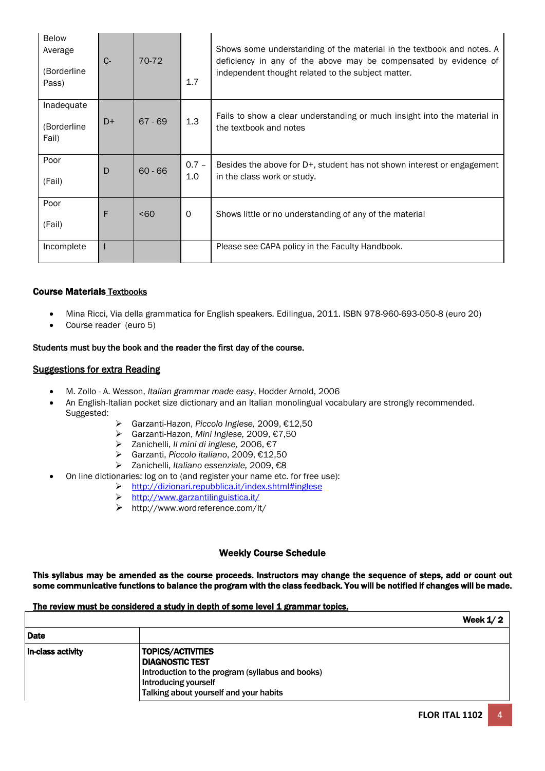| | | | | |
|---|---|---|---|---|
| Below Average (Borderline Pass) | C- | 70-72 | 1.7 | Shows some understanding of the material in the textbook and notes. A deficiency in any of the above may be compensated by evidence of independent thought related to the subject matter. |
| Inadequate (Borderline Fail) | D+ | 67 - 69 | 1.3 | Fails to show a clear understanding or much insight into the material in the textbook and notes |
| Poor (Fail) | D | 60 - 66 | 0.7 – 1.0 | Besides the above for D+, student has not shown interest or engagement in the class work or study. |
| Poor (Fail) | F | <60 | 0 | Shows little or no understanding of any of the material |
| Incomplete | I | | | Please see CAPA policy in the Faculty Handbook. |

**Course Materials** <u>Textbooks</u>

- Mina Ricci, Via della grammatica for English speakers. Edilingua, 2011. ISBN 978-960-693-050-8 (euro 20)
- Course reader (euro 5)

**Students must buy the book and the reader the first day of the course.**

<u>Suggestions for extra Reading</u>

- M. Zollo - A. Wesson, *Italian grammar made easy*, Hodder Arnold, 2006
- An English-Italian pocket size dictionary and an Italian monolingual vocabulary are strongly recommended. Suggested:
  - Garzanti-Hazon, *Piccolo Inglese,* 2009, €12,50
  - Garzanti-Hazon, *Mini Inglese,* 2009, €7,50
  - Zanichelli, *Il mini di inglese,* 2006, €7
  - Garzanti, *Piccolo italiano*, 2009, €12,50
  - Zanichelli, *Italiano essenziale,* 2009, €8
- On line dictionaries: log on to (and register your name etc. for free use):
  - http://dizionari.repubblica.it/index.shtml#inglese
  - http://www.garzantilinguistica.it/
  - http://www.wordreference.com/it/

## Weekly Course Schedule

**This syllabus may be amended as the course proceeds. Instructors may change the sequence of steps, add or count out some communicative functions to balance the program with the class feedback. You will be notified if changes will be made.**

**<u>The review must be considered a study in depth of some level 1 grammar topics.</u>**

| | **Week 1/ 2** |
|---|---|
| **Date** | |
| **In-class activity** | **TOPICS/ACTIVITIES**<br>**DIAGNOSTIC TEST**<br>**Introduction to the program (syllabus and books)**<br>**Introducing yourself**<br>**Talking about yourself and your habits** |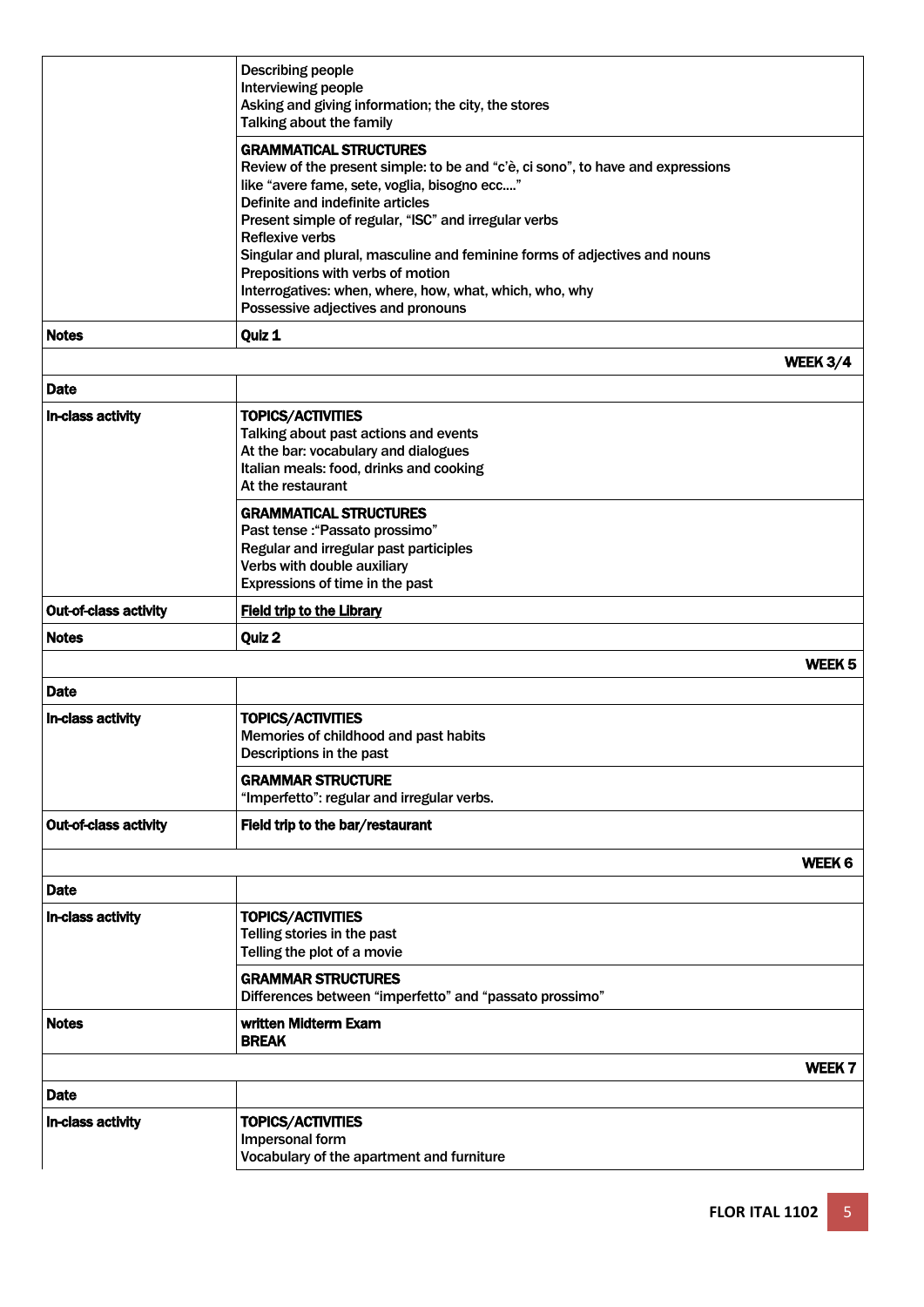| | |
|---|---|
| | Describing people<br>Interviewing people<br>Asking and giving information; the city, the stores<br>Talking about the family |
| | **GRAMMATICAL STRUCTURES**<br>Review of the present simple: to be and "c'è, ci sono", to have and expressions like "avere fame, sete, voglia, bisogno ecc…."<br>Definite and indefinite articles<br>Present simple of regular, "ISC" and irregular verbs<br>Reflexive verbs<br>Singular and plural, masculine and feminine forms of adjectives and nouns<br>Prepositions with verbs of motion<br>Interrogatives: when, where, how, what, which, who, why<br>Possessive adjectives and pronouns |
| **Notes** | **Quiz 1** |
| | **WEEK 3/4** |
| **Date** | |
| **In-class activity** | **TOPICS/ACTIVITIES**<br>Talking about past actions and events<br>At the bar: vocabulary and dialogues<br>Italian meals: food, drinks and cooking<br>At the restaurant |
| | **GRAMMATICAL STRUCTURES**<br>Past tense :"Passato prossimo"<br>Regular and irregular past participles<br>Verbs with double auxiliary<br>Expressions of time in the past |
| **Out-of-class activity** | **Field trip to the Library** |
| **Notes** | **Quiz 2** |
| | **WEEK 5** |
| **Date** | |
| **In-class activity** | **TOPICS/ACTIVITIES**<br>Memories of childhood and past habits<br>Descriptions in the past |
| | **GRAMMAR STRUCTURE**<br>"Imperfetto": regular and irregular verbs. |
| **Out-of-class activity** | **Field trip to the bar/restaurant** |
| | **WEEK 6** |
| **Date** | |
| **In-class activity** | **TOPICS/ACTIVITIES**<br>Telling stories in the past<br>Telling the plot of a movie |
| | **GRAMMAR STRUCTURES**<br>Differences between "imperfetto" and "passato prossimo" |
| **Notes** | **written Midterm Exam**<br>**BREAK** |
| | **WEEK 7** |
| **Date** | |
| **In-class activity** | **TOPICS/ACTIVITIES**<br>Impersonal form<br>Vocabulary of the apartment and furniture |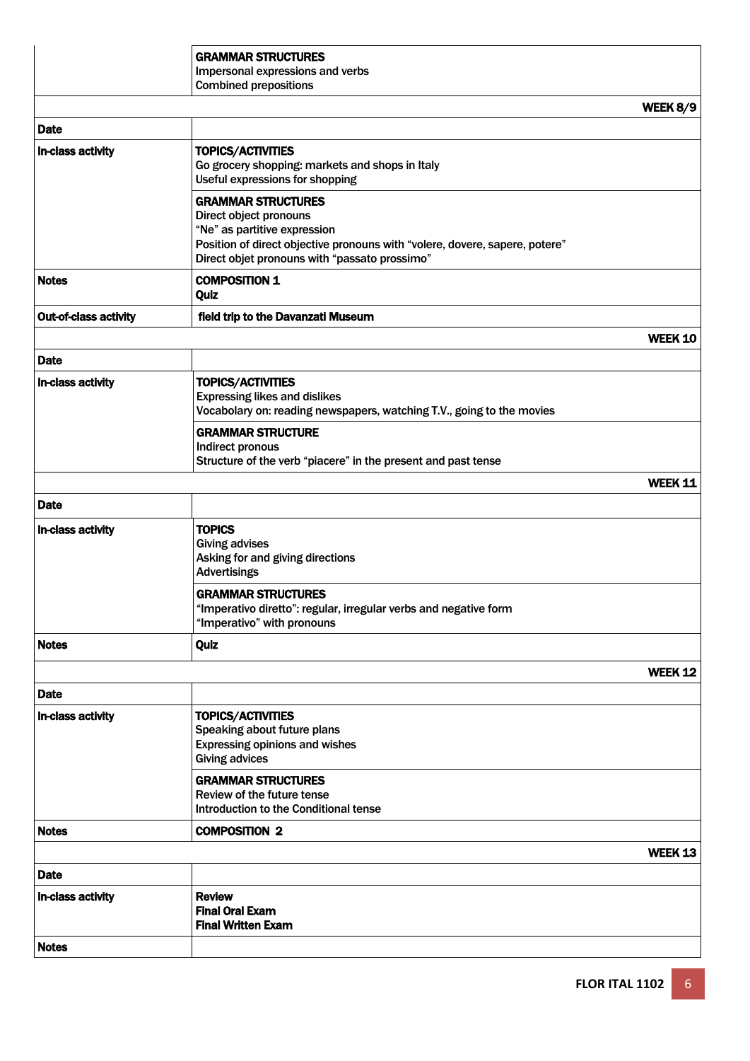| | |
|---|---|
| | **GRAMMAR STRUCTURES**<br>Impersonal expressions and verbs<br>Combined prepositions |
| | **WEEK 8/9** |
| **Date** | |
| **In-class activity** | **TOPICS/ACTIVITIES**<br>Go grocery shopping: markets and shops in Italy<br>Useful expressions for shopping |
| | **GRAMMAR STRUCTURES**<br>Direct object pronouns<br>"Ne" as partitive expression<br>Position of direct objective pronouns with "volere, dovere, sapere, potere"<br>Direct objet pronouns with "passato prossimo" |
| **Notes** | **COMPOSITION 1**<br>**Quiz** |
| **Out-of-class activity** | **field trip to the Davanzati Museum** |
| | **WEEK 10** |
| **Date** | |
| **In-class activity** | **TOPICS/ACTIVITIES**<br>Expressing likes and dislikes<br>Vocabolary on: reading newspapers, watching T.V., going to the movies |
| | **GRAMMAR STRUCTURE**<br>Indirect pronous<br>Structure of the verb "piacere" in the present and past tense |
| | **WEEK 11** |
| **Date** | |
| **In-class activity** | **TOPICS**<br>Giving advises<br>Asking for and giving directions<br>Advertisings |
| | **GRAMMAR STRUCTURES**<br>"Imperativo diretto": regular, irregular verbs and negative form<br>"Imperativo" with pronouns |
| **Notes** | **Quiz** |
| | **WEEK 12** |
| **Date** | |
| **In-class activity** | **TOPICS/ACTIVITIES**<br>Speaking about future plans<br>Expressing opinions and wishes<br>Giving advices |
| | **GRAMMAR STRUCTURES**<br>Review of the future tense<br>Introduction to the Conditional tense |
| **Notes** | **COMPOSITION 2** |
| | **WEEK 13** |
| **Date** | |
| **In-class activity** | **Review**<br>**Final Oral Exam**<br>**Final Written Exam** |
| **Notes** | |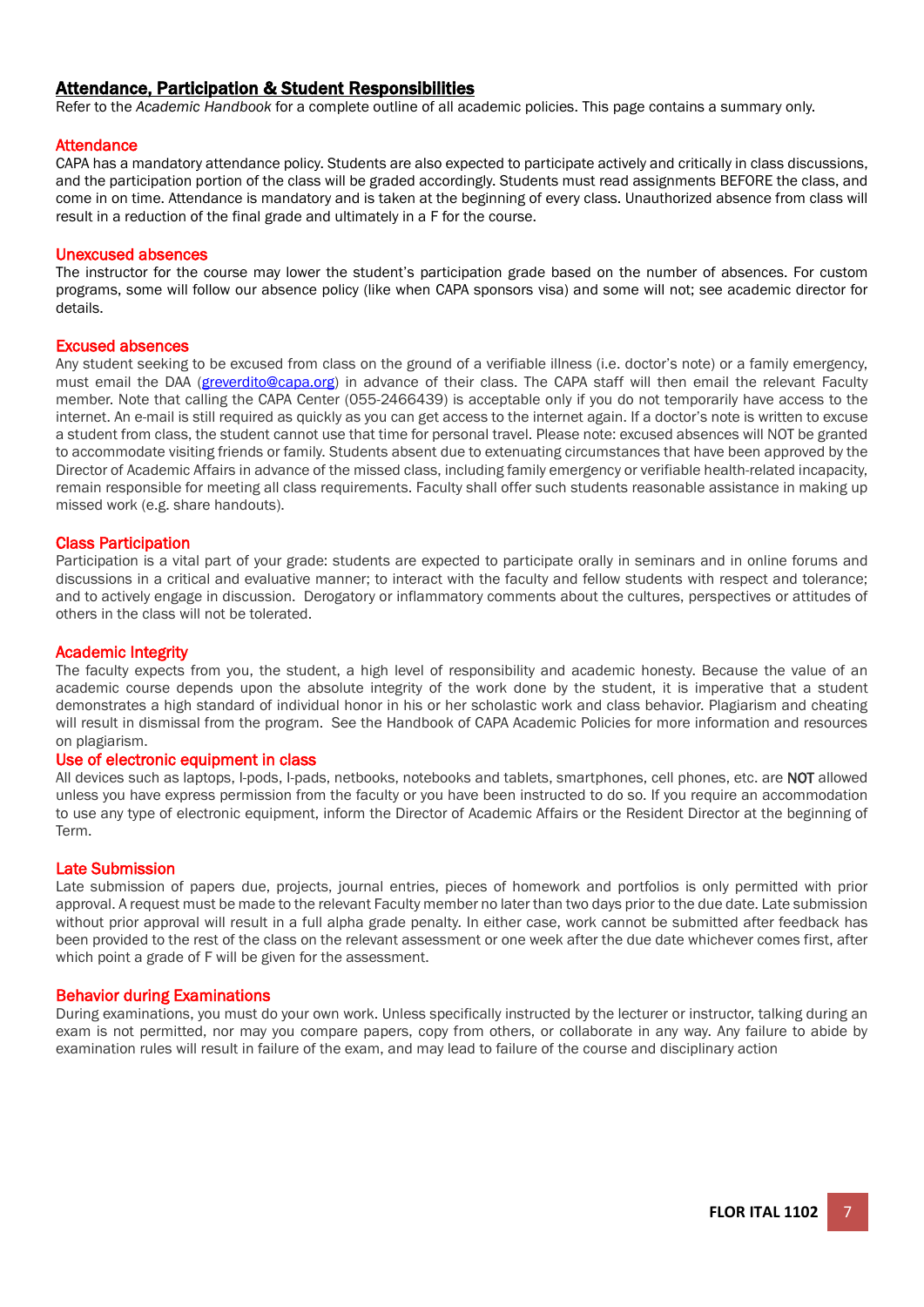## Attendance, Participation & Student Responsibilities

Refer to the *Academic Handbook* for a complete outline of all academic policies. This page contains a summary only.

### Attendance

CAPA has a mandatory attendance policy. Students are also expected to participate actively and critically in class discussions, and the participation portion of the class will be graded accordingly. Students must read assignments BEFORE the class, and come in on time. Attendance is mandatory and is taken at the beginning of every class. Unauthorized absence from class will result in a reduction of the final grade and ultimately in a F for the course.

### Unexcused absences

The instructor for the course may lower the student's participation grade based on the number of absences. For custom programs, some will follow our absence policy (like when CAPA sponsors visa) and some will not; see academic director for details.

### Excused absences

Any student seeking to be excused from class on the ground of a verifiable illness (i.e. doctor's note) or a family emergency, must email the DAA (greverdito@capa.org) in advance of their class. The CAPA staff will then email the relevant Faculty member. Note that calling the CAPA Center (055-2466439) is acceptable only if you do not temporarily have access to the internet. An e-mail is still required as quickly as you can get access to the internet again. If a doctor's note is written to excuse a student from class, the student cannot use that time for personal travel. Please note: excused absences will NOT be granted to accommodate visiting friends or family. Students absent due to extenuating circumstances that have been approved by the Director of Academic Affairs in advance of the missed class, including family emergency or verifiable health-related incapacity, remain responsible for meeting all class requirements. Faculty shall offer such students reasonable assistance in making up missed work (e.g. share handouts).

### Class Participation

Participation is a vital part of your grade: students are expected to participate orally in seminars and in online forums and discussions in a critical and evaluative manner; to interact with the faculty and fellow students with respect and tolerance; and to actively engage in discussion. Derogatory or inflammatory comments about the cultures, perspectives or attitudes of others in the class will not be tolerated.

### Academic Integrity

The faculty expects from you, the student, a high level of responsibility and academic honesty. Because the value of an academic course depends upon the absolute integrity of the work done by the student, it is imperative that a student demonstrates a high standard of individual honor in his or her scholastic work and class behavior. Plagiarism and cheating will result in dismissal from the program. See the Handbook of CAPA Academic Policies for more information and resources on plagiarism.

### Use of electronic equipment in class

All devices such as laptops, I-pods, I-pads, netbooks, notebooks and tablets, smartphones, cell phones, etc. are NOT allowed unless you have express permission from the faculty or you have been instructed to do so. If you require an accommodation to use any type of electronic equipment, inform the Director of Academic Affairs or the Resident Director at the beginning of Term.

### Late Submission

Late submission of papers due, projects, journal entries, pieces of homework and portfolios is only permitted with prior approval. A request must be made to the relevant Faculty member no later than two days prior to the due date. Late submission without prior approval will result in a full alpha grade penalty. In either case, work cannot be submitted after feedback has been provided to the rest of the class on the relevant assessment or one week after the due date whichever comes first, after which point a grade of F will be given for the assessment.

### Behavior during Examinations

During examinations, you must do your own work. Unless specifically instructed by the lecturer or instructor, talking during an exam is not permitted, nor may you compare papers, copy from others, or collaborate in any way. Any failure to abide by examination rules will result in failure of the exam, and may lead to failure of the course and disciplinary action